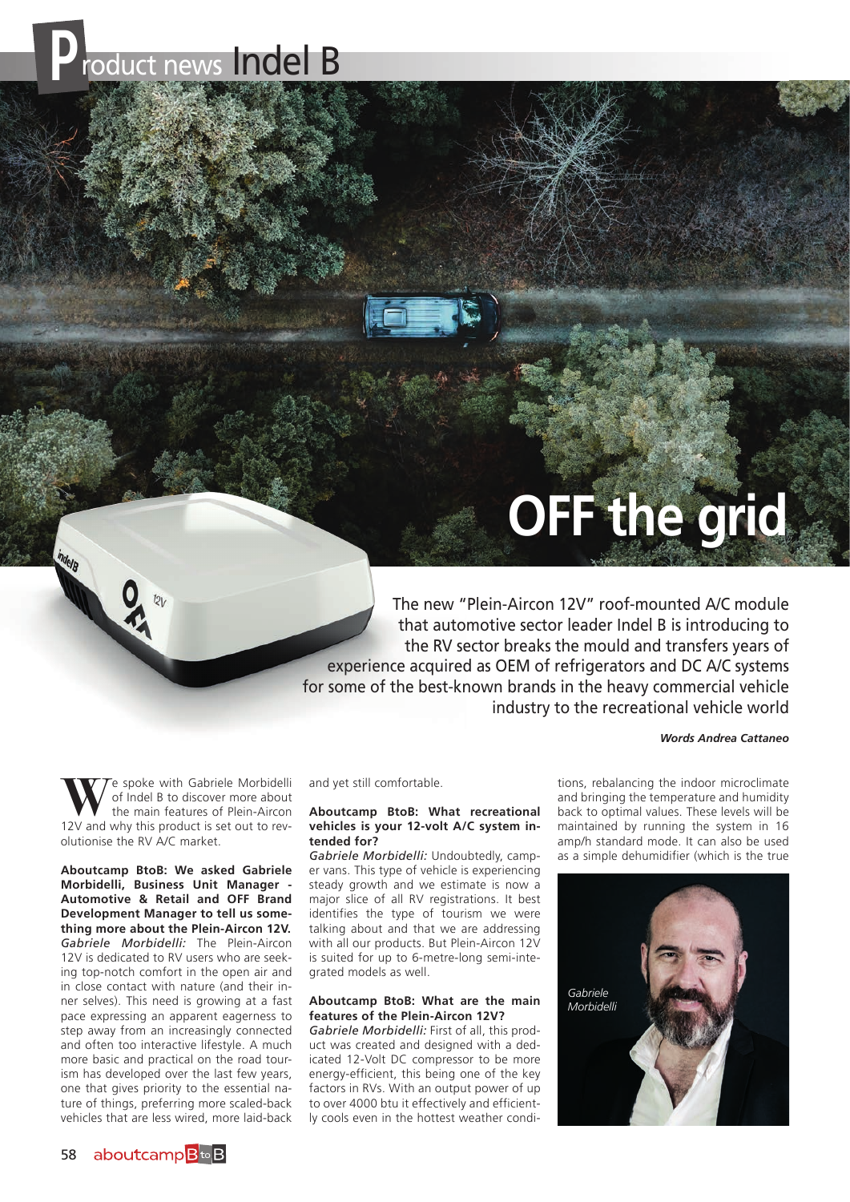# OFF the grid

The new "Plein-Aircon 12V" roof-mounted A/C module that automotive sector leader Indel B is introducing to the RV sector breaks the mould and transfers years of experience acquired as OEM of refrigerators and DC A/C systems for some of the best-known brands in the heavy commercial vehicle industry to the recreational vehicle world

***Words Andrea Cattaneo***

We spoke with Gabriele Morbidelli of Indel B to discover more about the main features of Plein-Aircon 12V and why this product is set out to revolutionise the RV A/C market.

**Aboutcamp BtoB: We asked Gabriele Morbidelli, Business Unit Manager - Automotive & Retail and OFF Brand Development Manager to tell us something more about the Plein-Aircon 12V.**
*Gabriele Morbidelli:* The Plein-Aircon 12V is dedicated to RV users who are seeking top-notch comfort in the open air and in close contact with nature (and their inner selves). This need is growing at a fast pace expressing an apparent eagerness to step away from an increasingly connected and often too interactive lifestyle. A much more basic and practical on the road tourism has developed over the last few years, one that gives priority to the essential nature of things, preferring more scaled-back vehicles that are less wired, more laid-back and yet still comfortable.

**Aboutcamp BtoB: What recreational vehicles is your 12-volt A/C system intended for?**
*Gabriele Morbidelli:* Undoubtedly, camper vans. This type of vehicle is experiencing steady growth and we estimate is now a major slice of all RV registrations. It best identifies the type of tourism we were talking about and that we are addressing with all our products. But Plein-Aircon 12V is suited for up to 6-metre-long semi-integrated models as well.

**Aboutcamp BtoB: What are the main features of the Plein-Aircon 12V?**
*Gabriele Morbidelli:* First of all, this product was created and designed with a dedicated 12-Volt DC compressor to be more energy-efficient, this being one of the key factors in RVs. With an output power of up to over 4000 btu it effectively and efficiently cools even in the hottest weather conditions, rebalancing the indoor microclimate and bringing the temperature and humidity back to optimal values. These levels will be maintained by running the system in 16 amp/h standard mode. It can also be used as a simple dehumidifier (which is the true

*Gabriele Morbidelli*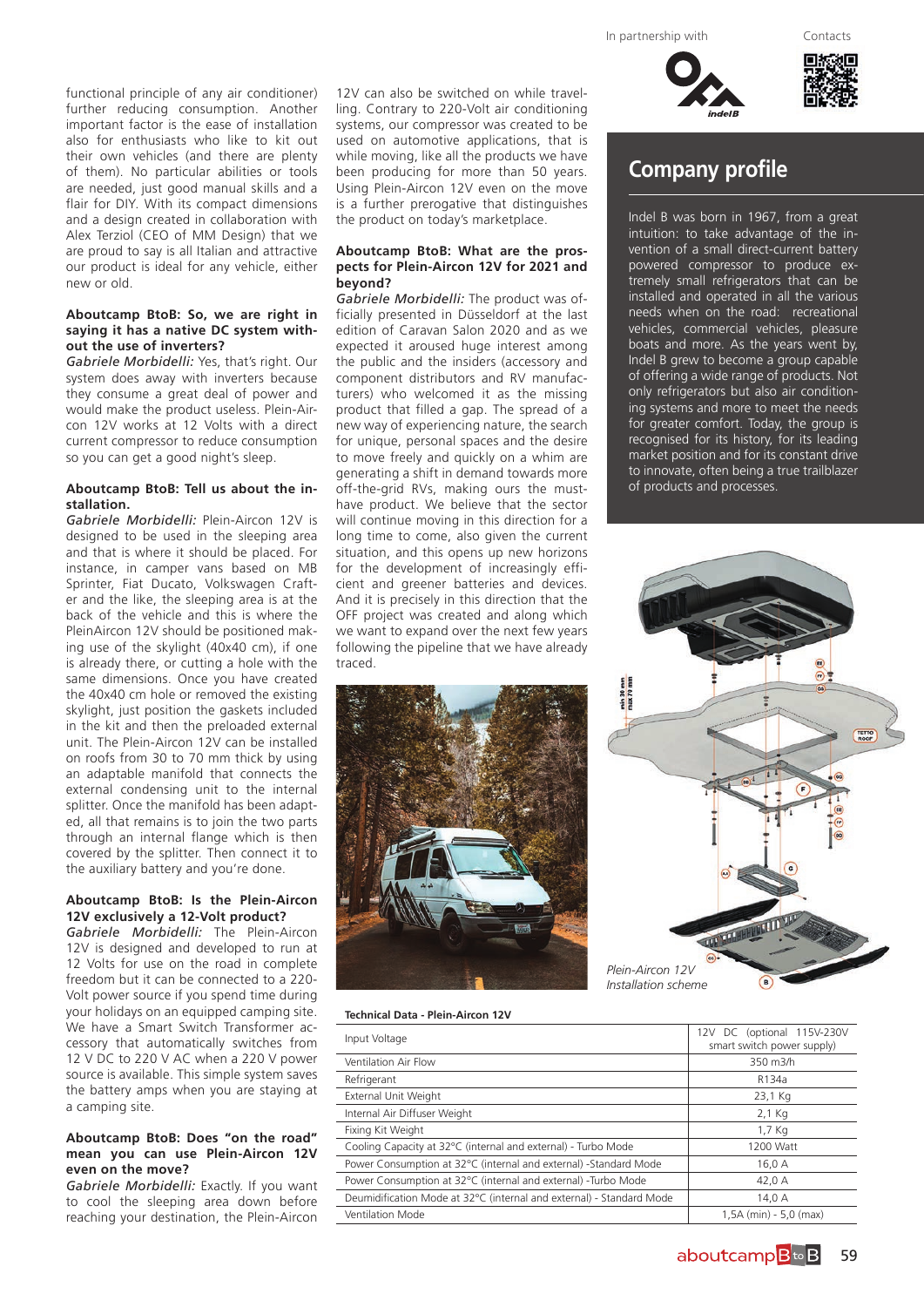functional principle of any air conditioner) further reducing consumption. Another important factor is the ease of installation also for enthusiasts who like to kit out their own vehicles (and there are plenty of them). No particular abilities or tools are needed, just good manual skills and a flair for DIY. With its compact dimensions and a design created in collaboration with Alex Terziol (CEO of MM Design) that we are proud to say is all Italian and attractive our product is ideal for any vehicle, either new or old.

**Aboutcamp BtoB: So, we are right in saying it has a native DC system without the use of inverters?**

*Gabriele Morbidelli:* Yes, that's right. Our system does away with inverters because they consume a great deal of power and would make the product useless. Plein-Aircon 12V works at 12 Volts with a direct current compressor to reduce consumption so you can get a good night's sleep.

**Aboutcamp BtoB: Tell us about the installation.**

*Gabriele Morbidelli:* Plein-Aircon 12V is designed to be used in the sleeping area and that is where it should be placed. For instance, in camper vans based on MB Sprinter, Fiat Ducato, Volkswagen Crafter and the like, the sleeping area is at the back of the vehicle and this is where the PleinAircon 12V should be positioned making use of the skylight (40x40 cm), if one is already there, or cutting a hole with the same dimensions. Once you have created the 40x40 cm hole or removed the existing skylight, just position the gaskets included in the kit and then the preloaded external unit. The Plein-Aircon 12V can be installed on roofs from 30 to 70 mm thick by using an adaptable manifold that connects the external condensing unit to the internal splitter. Once the manifold has been adapted, all that remains is to join the two parts through an internal flange which is then covered by the splitter. Then connect it to the auxiliary battery and you're done.

**Aboutcamp BtoB: Is the Plein-Aircon 12V exclusively a 12-Volt product?**

*Gabriele Morbidelli:* The Plein-Aircon 12V is designed and developed to run at 12 Volts for use on the road in complete freedom but it can be connected to a 220-Volt power source if you spend time during your holidays on an equipped camping site. We have a Smart Switch Transformer accessory that automatically switches from 12 V DC to 220 V AC when a 220 V power source is available. This simple system saves the battery amps when you are staying at a camping site.

**Aboutcamp BtoB: Does "on the road" mean you can use Plein-Aircon 12V even on the move?**

*Gabriele Morbidelli:* Exactly. If you want to cool the sleeping area down before reaching your destination, the Plein-Aircon 12V can also be switched on while travelling. Contrary to 220-Volt air conditioning systems, our compressor was created to be used on automotive applications, that is while moving, like all the products we have been producing for more than 50 years. Using Plein-Aircon 12V even on the move is a further prerogative that distinguishes the product on today's marketplace.

**Aboutcamp BtoB: What are the prospects for Plein-Aircon 12V for 2021 and beyond?**

*Gabriele Morbidelli:* The product was officially presented in Düsseldorf at the last edition of Caravan Salon 2020 and as we expected it aroused huge interest among the public and the insiders (accessory and component distributors and RV manufacturers) who welcomed it as the missing product that filled a gap. The spread of a new way of experiencing nature, the search for unique, personal spaces and the desire to move freely and quickly on a whim are generating a shift in demand towards more off-the-grid RVs, making ours the must-have product. We believe that the sector will continue moving in this direction for a long time to come, also given the current situation, and this opens up new horizons for the development of increasingly efficient and greener batteries and devices. And it is precisely in this direction that the OFF project was created and along which we want to expand over the next few years following the pipeline that we have already traced.

**Technical Data - Plein-Aircon 12V**

| | |
|---|---|
| Input Voltage | 12V DC (optional 115V-230V smart switch power supply) |
| Ventilation Air Flow | 350 m3/h |
| Refrigerant | R134a |
| External Unit Weight | 23,1 Kg |
| Internal Air Diffuser Weight | 2,1 Kg |
| Fixing Kit Weight | 1,7 Kg |
| Cooling Capacity at 32°C (internal and external) - Turbo Mode | 1200 Watt |
| Power Consumption at 32°C (internal and external) -Standard Mode | 16,0 A |
| Power Consumption at 32°C (internal and external) -Turbo Mode | 42,0 A |
| Deumidification Mode at 32°C (internal and external) - Standard Mode | 14,0 A |
| Ventilation Mode | 1,5A (min) - 5,0 (max) |

In partnership with

Contacts

## Company profile

Indel B was born in 1967, from a great intuition: to take advantage of the invention of a small direct-current battery powered compressor to produce extremely small refrigerators that can be installed and operated in all the various needs when on the road: recreational vehicles, commercial vehicles, pleasure boats and more. As the years went by, Indel B grew to become a group capable of offering a wide range of products. Not only refrigerators but also air conditioning systems and more to meet the needs for greater comfort. Today, the group is recognised for its history, for its leading market position and for its constant drive to innovate, often being a true trailblazer of products and processes.

*Plein-Aircon 12V Installation scheme*